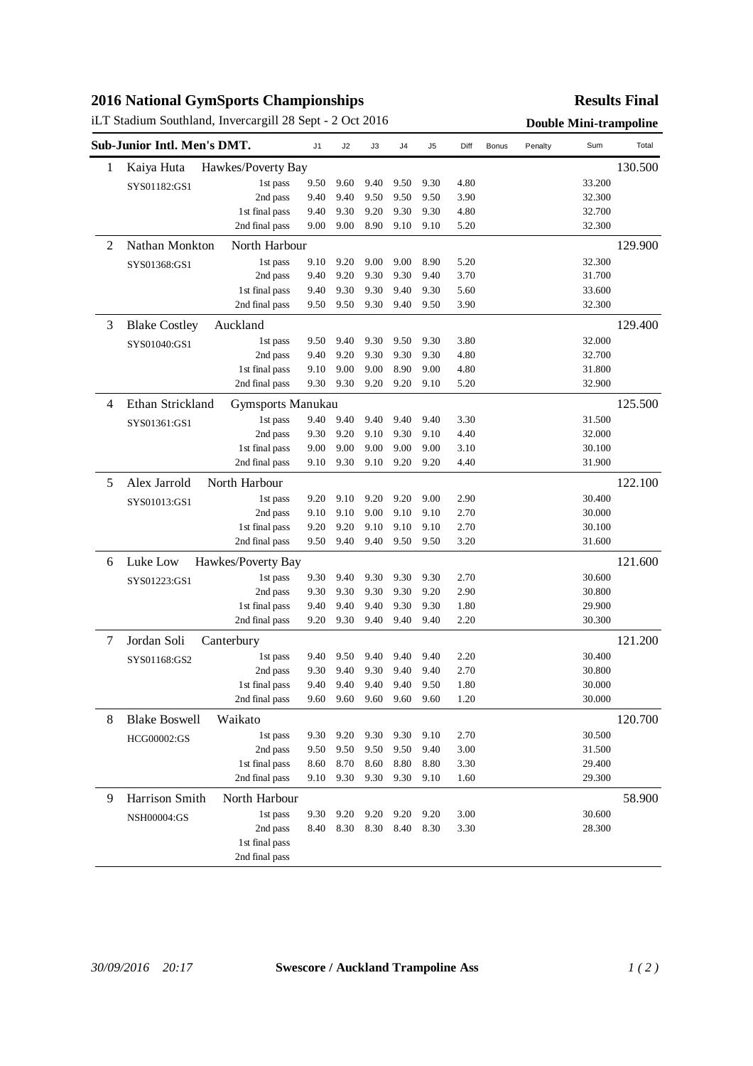# 2016 National GymSports Championships

**Results Final**

iLT Stadium Southland, Invercargill 28 Sept - 2 Oct 2016

**Double Mini-trampoline**

| Sub-Junior Intl. Men's DMT. | | | J1 | J2 | J3 | J4 | J5 | Diff | Bonus | Penalty | Sum | Total |
|---|---|---|---|---|---|---|---|---|---|---|---|---|
| 1 | Kaiya Huta | Hawkes/Poverty Bay | | | | | | | | | | 130.500 |
| | SYS01182:GS1 | 1st pass | 9.50 | 9.60 | 9.40 | 9.50 | 9.30 | 4.80 | | | 33.200 | |
| | | 2nd pass | 9.40 | 9.40 | 9.50 | 9.50 | 9.50 | 3.90 | | | 32.300 | |
| | | 1st final pass | 9.40 | 9.30 | 9.20 | 9.30 | 9.30 | 4.80 | | | 32.700 | |
| | | 2nd final pass | 9.00 | 9.00 | 8.90 | 9.10 | 9.10 | 5.20 | | | 32.300 | |
| 2 | Nathan Monkton | North Harbour | | | | | | | | | | 129.900 |
| | SYS01368:GS1 | 1st pass | 9.10 | 9.20 | 9.00 | 9.00 | 8.90 | 5.20 | | | 32.300 | |
| | | 2nd pass | 9.40 | 9.20 | 9.30 | 9.30 | 9.40 | 3.70 | | | 31.700 | |
| | | 1st final pass | 9.40 | 9.30 | 9.30 | 9.40 | 9.30 | 5.60 | | | 33.600 | |
| | | 2nd final pass | 9.50 | 9.50 | 9.30 | 9.40 | 9.50 | 3.90 | | | 32.300 | |
| 3 | Blake Costley | Auckland | | | | | | | | | | 129.400 |
| | SYS01040:GS1 | 1st pass | 9.50 | 9.40 | 9.30 | 9.50 | 9.30 | 3.80 | | | 32.000 | |
| | | 2nd pass | 9.40 | 9.20 | 9.30 | 9.30 | 9.30 | 4.80 | | | 32.700 | |
| | | 1st final pass | 9.10 | 9.00 | 9.00 | 8.90 | 9.00 | 4.80 | | | 31.800 | |
| | | 2nd final pass | 9.30 | 9.30 | 9.20 | 9.20 | 9.10 | 5.20 | | | 32.900 | |
| 4 | Ethan Strickland | Gymsports Manukau | | | | | | | | | | 125.500 |
| | SYS01361:GS1 | 1st pass | 9.40 | 9.40 | 9.40 | 9.40 | 9.40 | 3.30 | | | 31.500 | |
| | | 2nd pass | 9.30 | 9.20 | 9.10 | 9.30 | 9.10 | 4.40 | | | 32.000 | |
| | | 1st final pass | 9.00 | 9.00 | 9.00 | 9.00 | 9.00 | 3.10 | | | 30.100 | |
| | | 2nd final pass | 9.10 | 9.30 | 9.10 | 9.20 | 9.20 | 4.40 | | | 31.900 | |
| 5 | Alex Jarrold | North Harbour | | | | | | | | | | 122.100 |
| | SYS01013:GS1 | 1st pass | 9.20 | 9.10 | 9.20 | 9.20 | 9.00 | 2.90 | | | 30.400 | |
| | | 2nd pass | 9.10 | 9.10 | 9.00 | 9.10 | 9.10 | 2.70 | | | 30.000 | |
| | | 1st final pass | 9.20 | 9.20 | 9.10 | 9.10 | 9.10 | 2.70 | | | 30.100 | |
| | | 2nd final pass | 9.50 | 9.40 | 9.40 | 9.50 | 9.50 | 3.20 | | | 31.600 | |
| 6 | Luke Low | Hawkes/Poverty Bay | | | | | | | | | | 121.600 |
| | SYS01223:GS1 | 1st pass | 9.30 | 9.40 | 9.30 | 9.30 | 9.30 | 2.70 | | | 30.600 | |
| | | 2nd pass | 9.30 | 9.30 | 9.30 | 9.30 | 9.20 | 2.90 | | | 30.800 | |
| | | 1st final pass | 9.40 | 9.40 | 9.40 | 9.30 | 9.30 | 1.80 | | | 29.900 | |
| | | 2nd final pass | 9.20 | 9.30 | 9.40 | 9.40 | 9.40 | 2.20 | | | 30.300 | |
| 7 | Jordan Soli | Canterbury | | | | | | | | | | 121.200 |
| | SYS01168:GS2 | 1st pass | 9.40 | 9.50 | 9.40 | 9.40 | 9.40 | 2.20 | | | 30.400 | |
| | | 2nd pass | 9.30 | 9.40 | 9.30 | 9.40 | 9.40 | 2.70 | | | 30.800 | |
| | | 1st final pass | 9.40 | 9.40 | 9.40 | 9.40 | 9.50 | 1.80 | | | 30.000 | |
| | | 2nd final pass | 9.60 | 9.60 | 9.60 | 9.60 | 9.60 | 1.20 | | | 30.000 | |
| 8 | Blake Boswell | Waikato | | | | | | | | | | 120.700 |
| | HCG00002:GS | 1st pass | 9.30 | 9.20 | 9.30 | 9.30 | 9.10 | 2.70 | | | 30.500 | |
| | | 2nd pass | 9.50 | 9.50 | 9.50 | 9.50 | 9.40 | 3.00 | | | 31.500 | |
| | | 1st final pass | 8.60 | 8.70 | 8.60 | 8.80 | 8.80 | 3.30 | | | 29.400 | |
| | | 2nd final pass | 9.10 | 9.30 | 9.30 | 9.30 | 9.10 | 1.60 | | | 29.300 | |
| 9 | Harrison Smith | North Harbour | | | | | | | | | | 58.900 |
| | NSH00004:GS | 1st pass | 9.30 | 9.20 | 9.20 | 9.20 | 9.20 | 3.00 | | | 30.600 | |
| | | 2nd pass | 8.40 | 8.30 | 8.30 | 8.40 | 8.30 | 3.30 | | | 28.300 | |
| | | 1st final pass | | | | | | | | | | |
| | | 2nd final pass | | | | | | | | | | |

*30/09/2016 20:17* **Swescore / Auckland Trampoline Ass**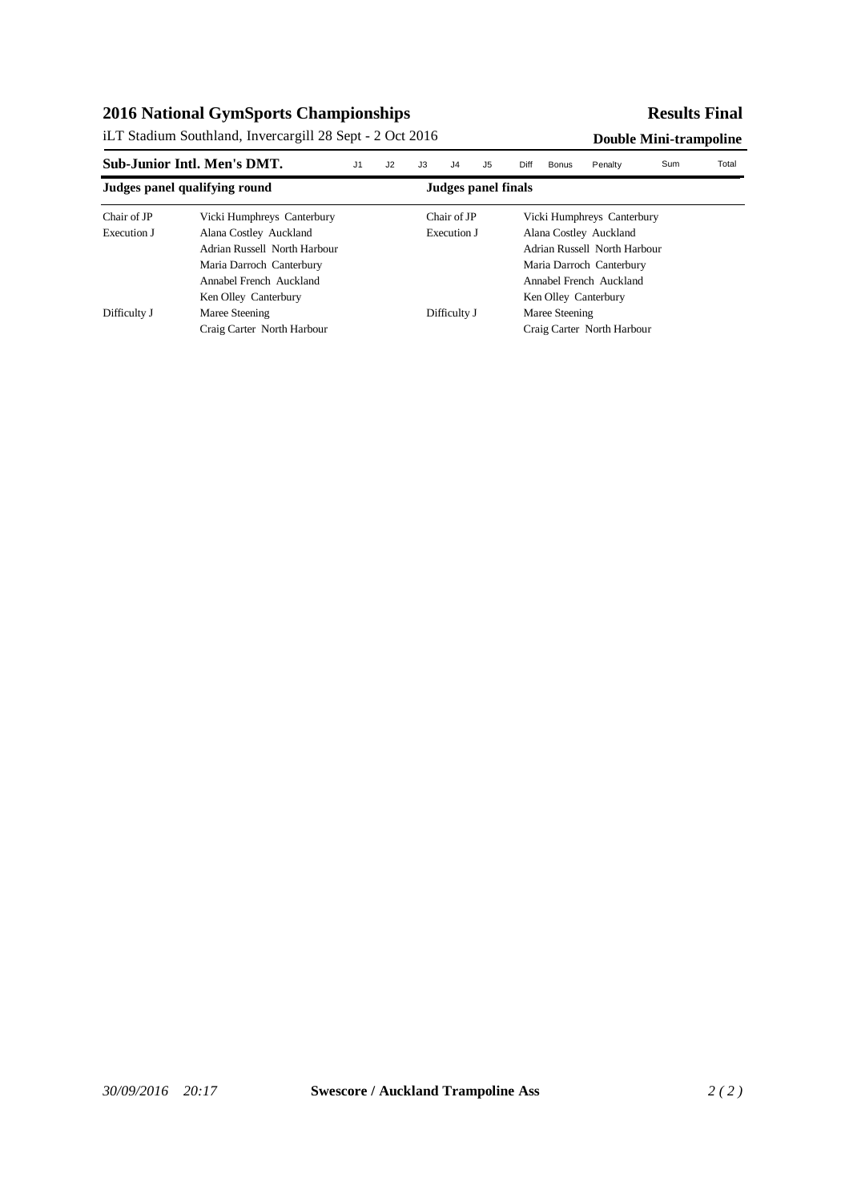# 2016 National GymSports Championships

**Results Final**

iLT Stadium Southland, Invercargill 28 Sept - 2 Oct 2016

**Double Mini-trampoline**

## Sub-Junior Intl. Men's DMT.

| | | | | | | | | | | |
|---|---|---|---|---|---|---|---|---|---|---|
| | J1 | J2 | J3 | J4 | J5 | Diff | Bonus | Penalty | Sum | Total |

| Judges panel qualifying round | | Judges panel finals | |
|---|---|---|---|
| Chair of JP | Vicki Humphreys Canterbury | Chair of JP | Vicki Humphreys Canterbury |
| Execution J | Alana Costley Auckland | Execution J | Alana Costley Auckland |
| | Adrian Russell North Harbour | | Adrian Russell North Harbour |
| | Maria Darroch Canterbury | | Maria Darroch Canterbury |
| | Annabel French Auckland | | Annabel French Auckland |
| | Ken Olley Canterbury | | Ken Olley Canterbury |
| Difficulty J | Maree Steening | Difficulty J | Maree Steening |
| | Craig Carter North Harbour | | Craig Carter North Harbour |

*30/09/2016 20:17* **Swescore / Auckland Trampoline Ass**